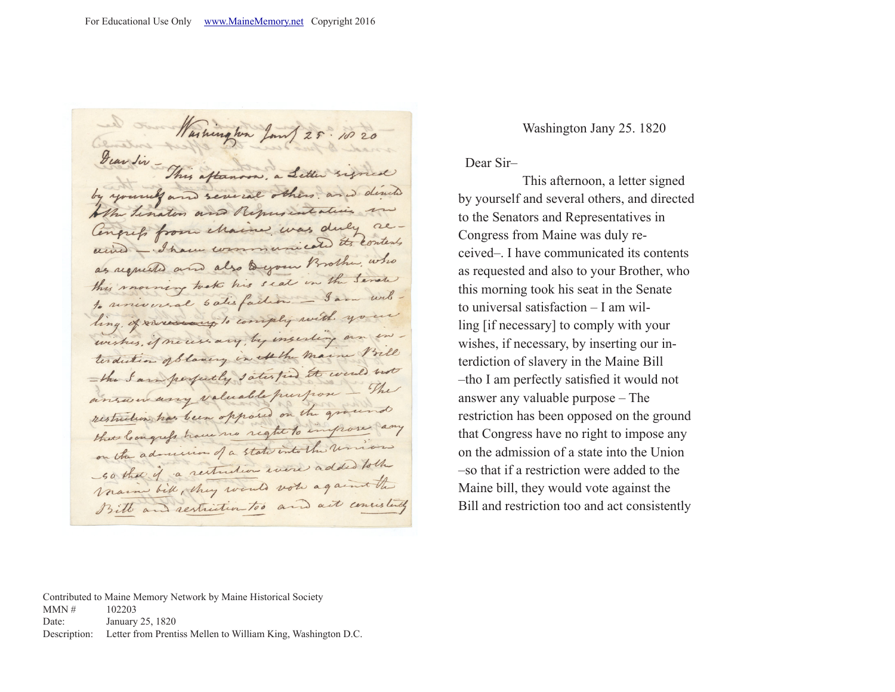Washington Jany 25. 1820

Dear Sir–

This afternoon, a letter signed by yourself and several others, and directed to the Senators and Representatives in Congress from Maine was duly received–. I have communicated its contents as requested and also to your Brother, who this morning took his seat in the Senate to universal satisfaction – I am willing [if necessary] to comply with your wishes, if necessary, by inserting our interdiction of slavery in the Maine Bill –tho I am perfectly satisfied it would not answer any valuable purpose – The restriction has been opposed on the ground that Congress have no right to impose any on the admission of a state into the Union –so that if a restriction were added to the Maine bill, they would vote against the Bill and restriction too and act consistently

Contributed to Maine Memory Network by Maine Historical Society
MMN # 102203
Date: January 25, 1820
Description: Letter from Prentiss Mellen to William King, Washington D.C.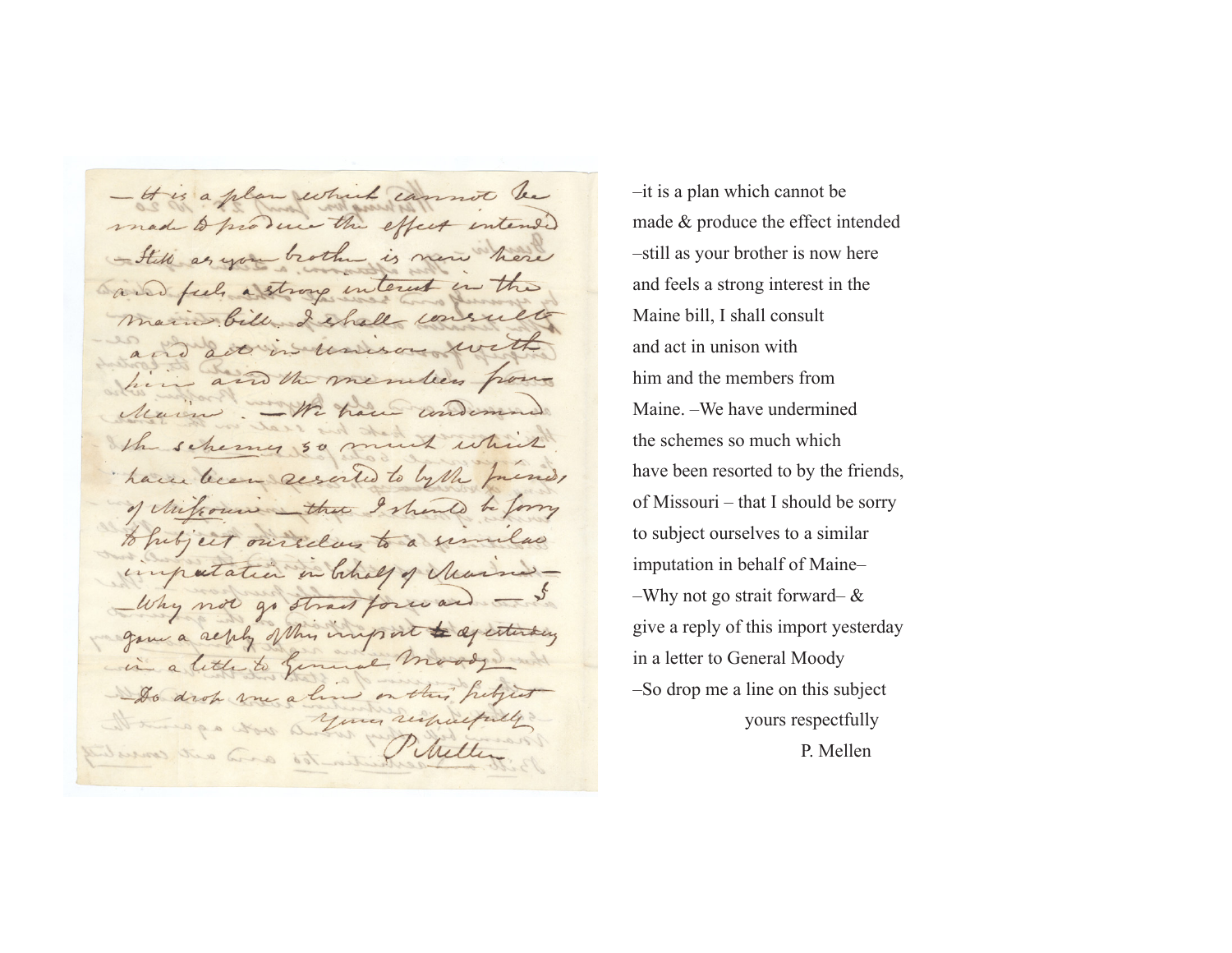–it is a plan which cannot be
made & produce the effect intended
–still as your brother is now here
and feels a strong interest in the
Maine bill, I shall consult
and act in unison with
him and the members from
Maine. –We have undermined
the schemes so much which
have been resorted to by the friends,
of Missouri – that I should be sorry
to subject ourselves to a similar
imputation in behalf of Maine–
–Why not go strait forward– &
give a reply of this import yesterday
in a letter to General Moody
–So drop me a line on this subject

yours respectfully

P. Mellen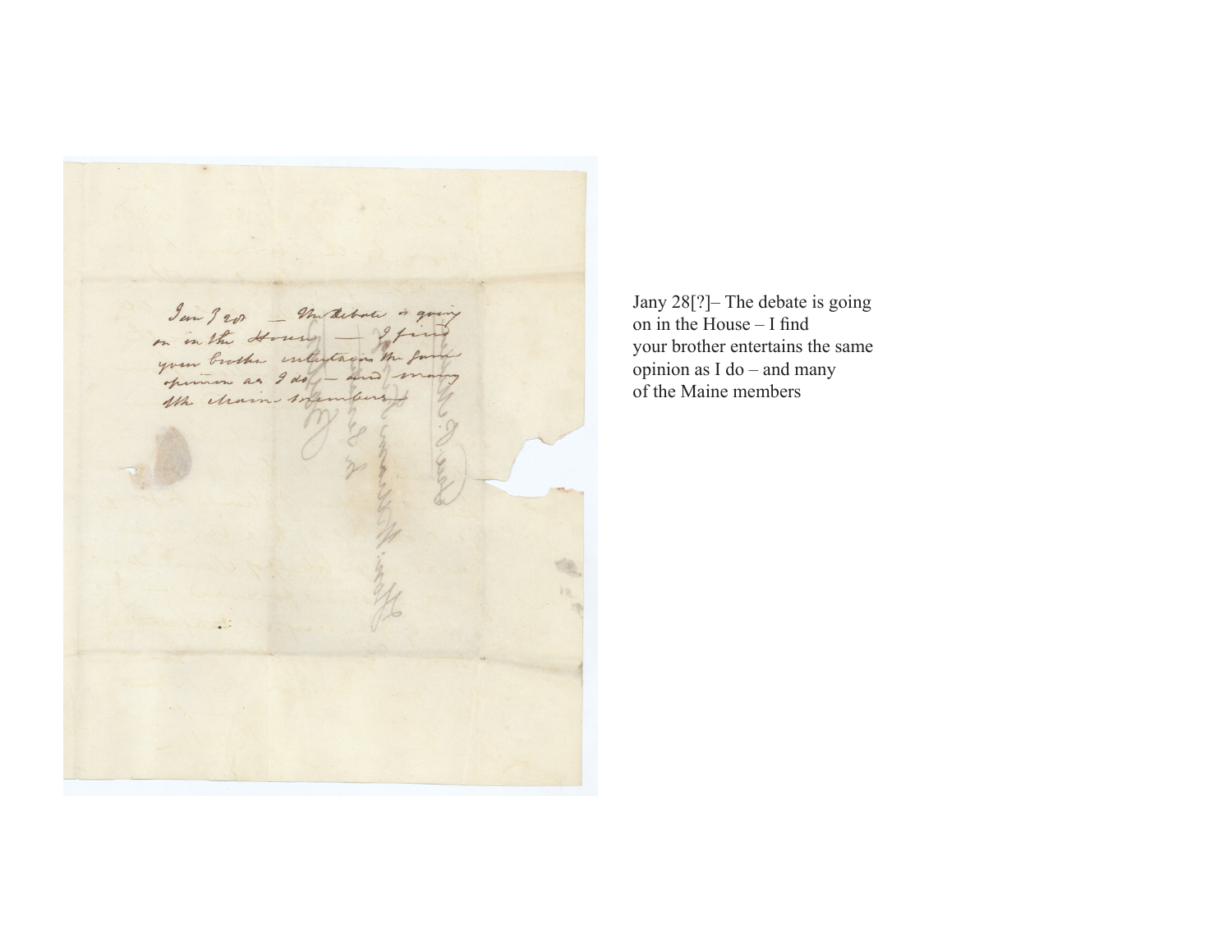Jany 28[?]– The debate is going
on in the House – I find
your brother entertains the same
opinion as I do – and many
of the Maine members